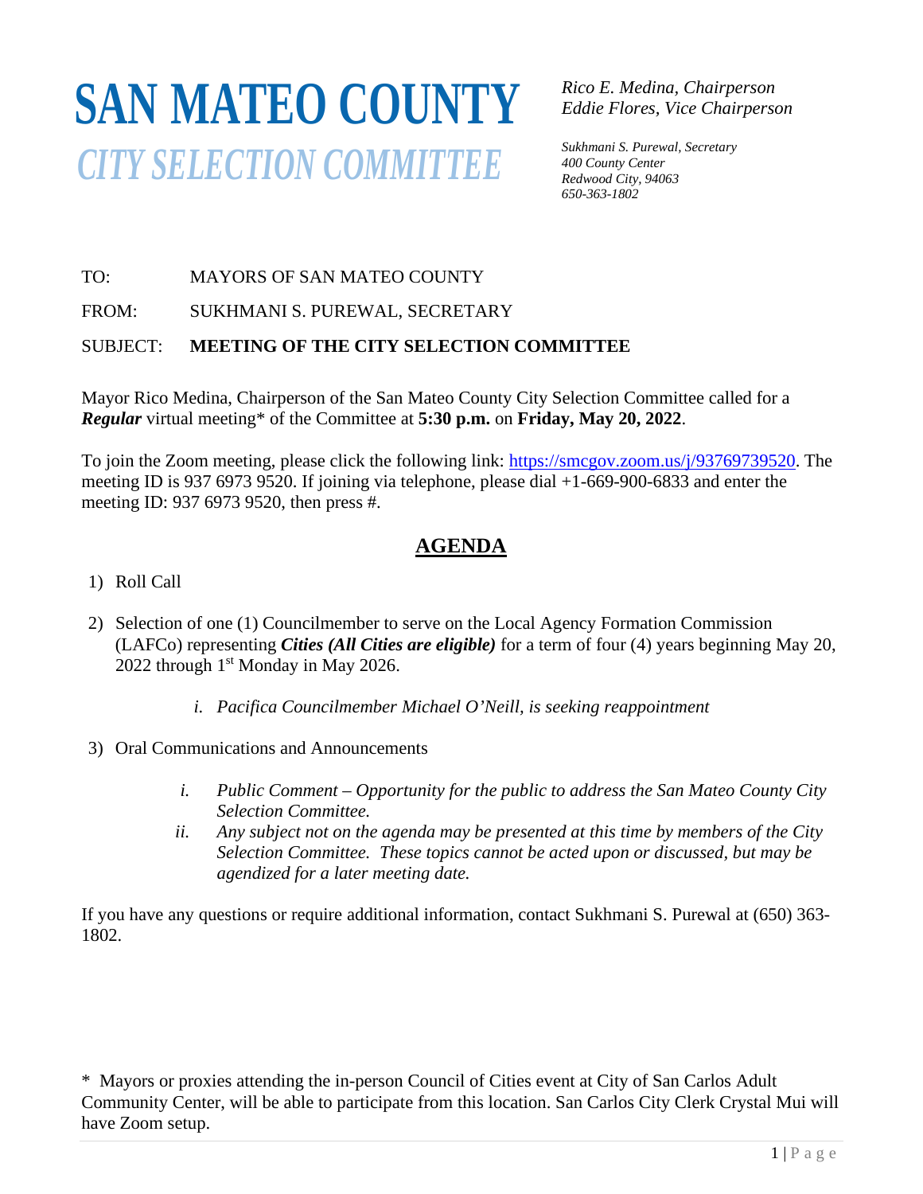# SAN MATEO COUNTY
## *CITY SELECTION COMMITTEE*

*Rico E. Medina, Chairperson*
*Eddie Flores, Vice Chairperson*

*Sukhmani S. Purewal, Secretary*
*400 County Center*
*Redwood City, 94063*
*650-363-1802*

TO: MAYORS OF SAN MATEO COUNTY

FROM: SUKHMANI S. PUREWAL, SECRETARY

SUBJECT: **MEETING OF THE CITY SELECTION COMMITTEE**

Mayor Rico Medina, Chairperson of the San Mateo County City Selection Committee called for a ***Regular*** virtual meeting* of the Committee at **5:30 p.m.** on **Friday, May 20, 2022**.

To join the Zoom meeting, please click the following link: [https://smcgov.zoom.us/j/93769739520](https://smcgov.zoom.us/j/93769739520). The meeting ID is 937 6973 9520. If joining via telephone, please dial +1-669-900-6833 and enter the meeting ID: 937 6973 9520, then press #.

## AGENDA

1) Roll Call

2) Selection of one (1) Councilmember to serve on the Local Agency Formation Commission (LAFCo) representing ***Cities (All Cities are eligible)*** for a term of four (4) years beginning May 20, 2022 through 1st Monday in May 2026.

   i. *Pacifica Councilmember Michael O'Neill, is seeking reappointment*

3) Oral Communications and Announcements

   i. *Public Comment – Opportunity for the public to address the San Mateo County City Selection Committee.*

   ii. *Any subject not on the agenda may be presented at this time by members of the City Selection Committee. These topics cannot be acted upon or discussed, but may be agendized for a later meeting date.*

If you have any questions or require additional information, contact Sukhmani S. Purewal at (650) 363-1802.

\* Mayors or proxies attending the in-person Council of Cities event at City of San Carlos Adult Community Center, will be able to participate from this location. San Carlos City Clerk Crystal Mui will have Zoom setup.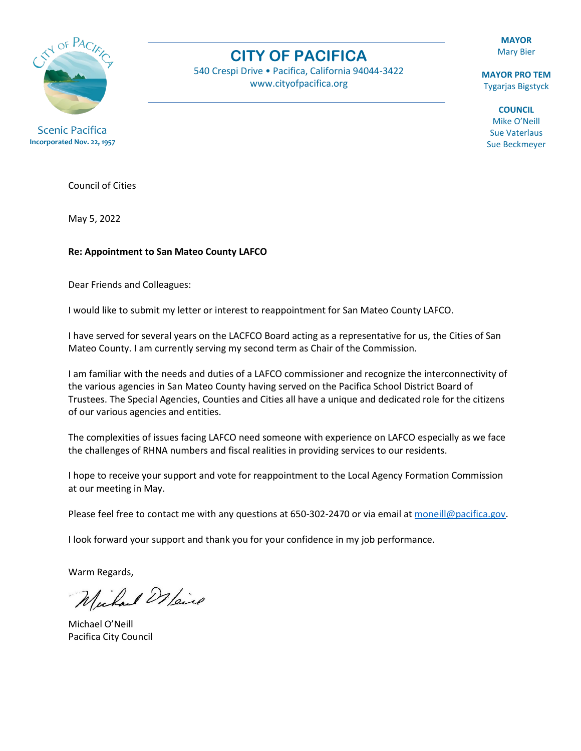# CITY OF PACIFICA

540 Crespi Drive • Pacifica, California 94044-3422
www.cityofpacifica.org

Scenic Pacifica
**Incorporated Nov. 22, 1957**

**MAYOR**
Mary Bier

**MAYOR PRO TEM**
Tygarjas Bigstyck

**COUNCIL**
Mike O'Neill
Sue Vaterlaus
Sue Beckmeyer

Council of Cities

May 5, 2022

**Re: Appointment to San Mateo County LAFCO**

Dear Friends and Colleagues:

I would like to submit my letter or interest to reappointment for San Mateo County LAFCO.

I have served for several years on the LACFCO Board acting as a representative for us, the Cities of San Mateo County. I am currently serving my second term as Chair of the Commission.

I am familiar with the needs and duties of a LAFCO commissioner and recognize the interconnectivity of the various agencies in San Mateo County having served on the Pacifica School District Board of Trustees. The Special Agencies, Counties and Cities all have a unique and dedicated role for the citizens of our various agencies and entities.

The complexities of issues facing LAFCO need someone with experience on LAFCO especially as we face the challenges of RHNA numbers and fiscal realities in providing services to our residents.

I hope to receive your support and vote for reappointment to the Local Agency Formation Commission at our meeting in May.

Please feel free to contact me with any questions at 650-302-2470 or via email at moneill@pacifica.gov.

I look forward your support and thank you for your confidence in my job performance.

Warm Regards,

Michael O'Neill
Pacifica City Council